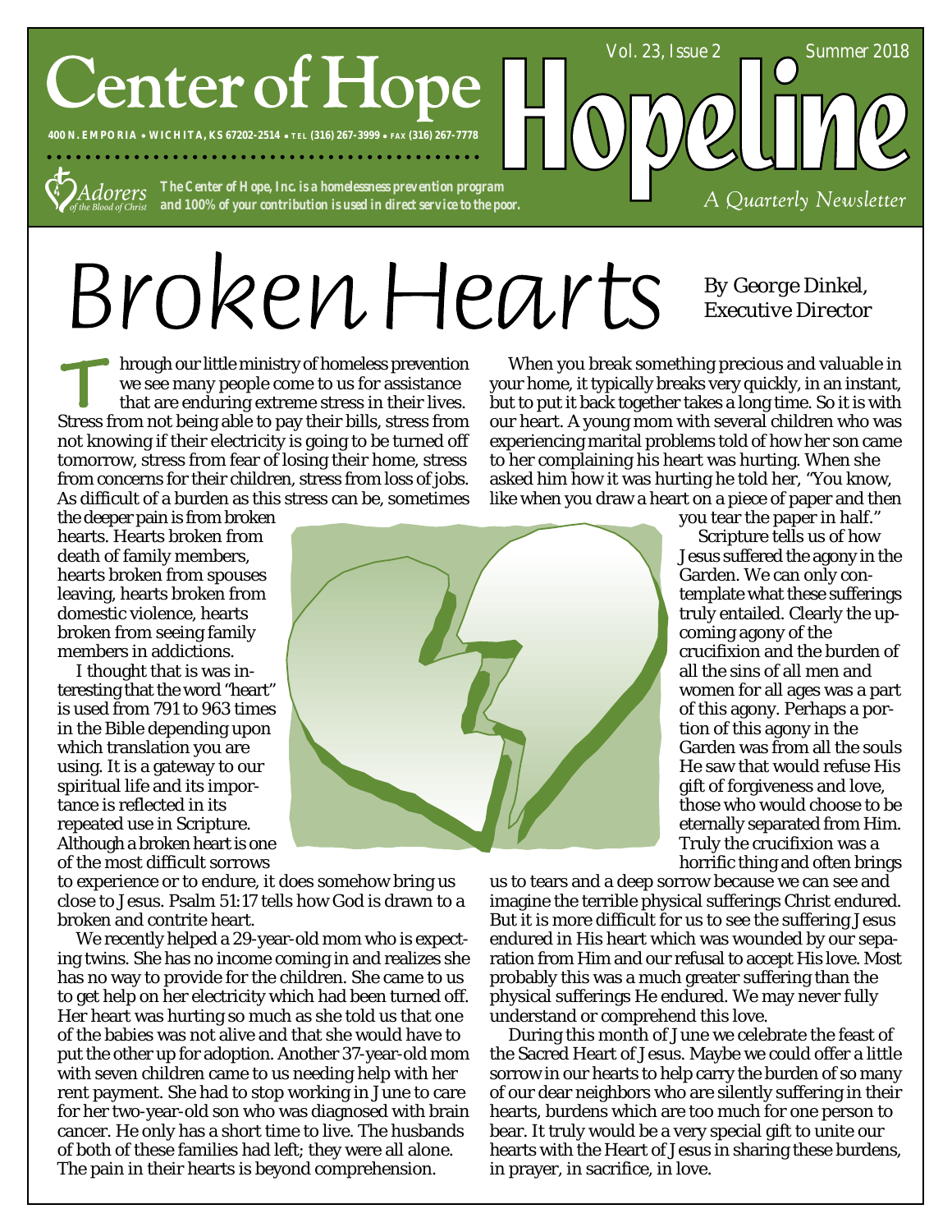# Center of Hope

**400 N. EMPORIA • WICHITA, KS 67202-2514 • TEL (316) 267-3999 • FAX (316) 267-7778**

Adorers of the Blood of Christ

*The Center of Hope, Inc. is a homelessness prevention program and 100% of your contribution is used in direct service to the poor.*

# Hopeline

Vol. 23, Issue 2 Summer 2018

*A Quarterly Newsletter*

# Broken Hearts

By George Dinkel, Executive Director

Through our little ministry of homeless prevention we see many people come to us for assistance that are enduring extreme stress in their lives. Stress from not being able to pay their bills, stress from not knowing if their electricity is going to be turned off tomorrow, stress from fear of losing their home, stress from concerns for their children, stress from loss of jobs. As difficult of a burden as this stress can be, sometimes the deeper pain is from broken hearts. Hearts broken from death of family members, hearts broken from spouses leaving, hearts broken from domestic violence, hearts broken from seeing family members in addictions.

I thought that is was interesting that the word "heart" is used from 791 to 963 times in the Bible depending upon which translation you are using. It is a gateway to our spiritual life and its importance is reflected in its repeated use in Scripture. Although a broken heart is one of the most difficult sorrows to experience or to endure, it does somehow bring us close to Jesus. Psalm 51:17 tells how God is drawn to a broken and contrite heart.

We recently helped a 29-year-old mom who is expecting twins. She has no income coming in and realizes she has no way to provide for the children. She came to us to get help on her electricity which had been turned off. Her heart was hurting so much as she told us that one of the babies was not alive and that she would have to put the other up for adoption. Another 37-year-old mom with seven children came to us needing help with her rent payment. She had to stop working in June to care for her two-year-old son who was diagnosed with brain cancer. He only has a short time to live. The husbands of both of these families had left; they were all alone. The pain in their hearts is beyond comprehension.

When you break something precious and valuable in your home, it typically breaks very quickly, in an instant, but to put it back together takes a long time. So it is with our heart. A young mom with several children who was experiencing marital problems told of how her son came to her complaining his heart was hurting. When she asked him how it was hurting he told her, "You know, like when you draw a heart on a piece of paper and then you tear the paper in half."

Scripture tells us of how Jesus suffered the agony in the Garden. We can only contemplate what these sufferings truly entailed. Clearly the upcoming agony of the crucifixion and the burden of all the sins of all men and women for all ages was a part of this agony. Perhaps a portion of this agony in the Garden was from all the souls He saw that would refuse His gift of forgiveness and love, those who would choose to be eternally separated from Him. Truly the crucifixion was a horrific thing and often brings us to tears and a deep sorrow because we can see and imagine the terrible physical sufferings Christ endured. But it is more difficult for us to see the suffering Jesus endured in His heart which was wounded by our separation from Him and our refusal to accept His love. Most probably this was a much greater suffering than the physical sufferings He endured. We may never fully understand or comprehend this love.

During this month of June we celebrate the feast of the Sacred Heart of Jesus. Maybe we could offer a little sorrow in our hearts to help carry the burden of so many of our dear neighbors who are silently suffering in their hearts, burdens which are too much for one person to bear. It truly would be a very special gift to unite our hearts with the Heart of Jesus in sharing these burdens, in prayer, in sacrifice, in love.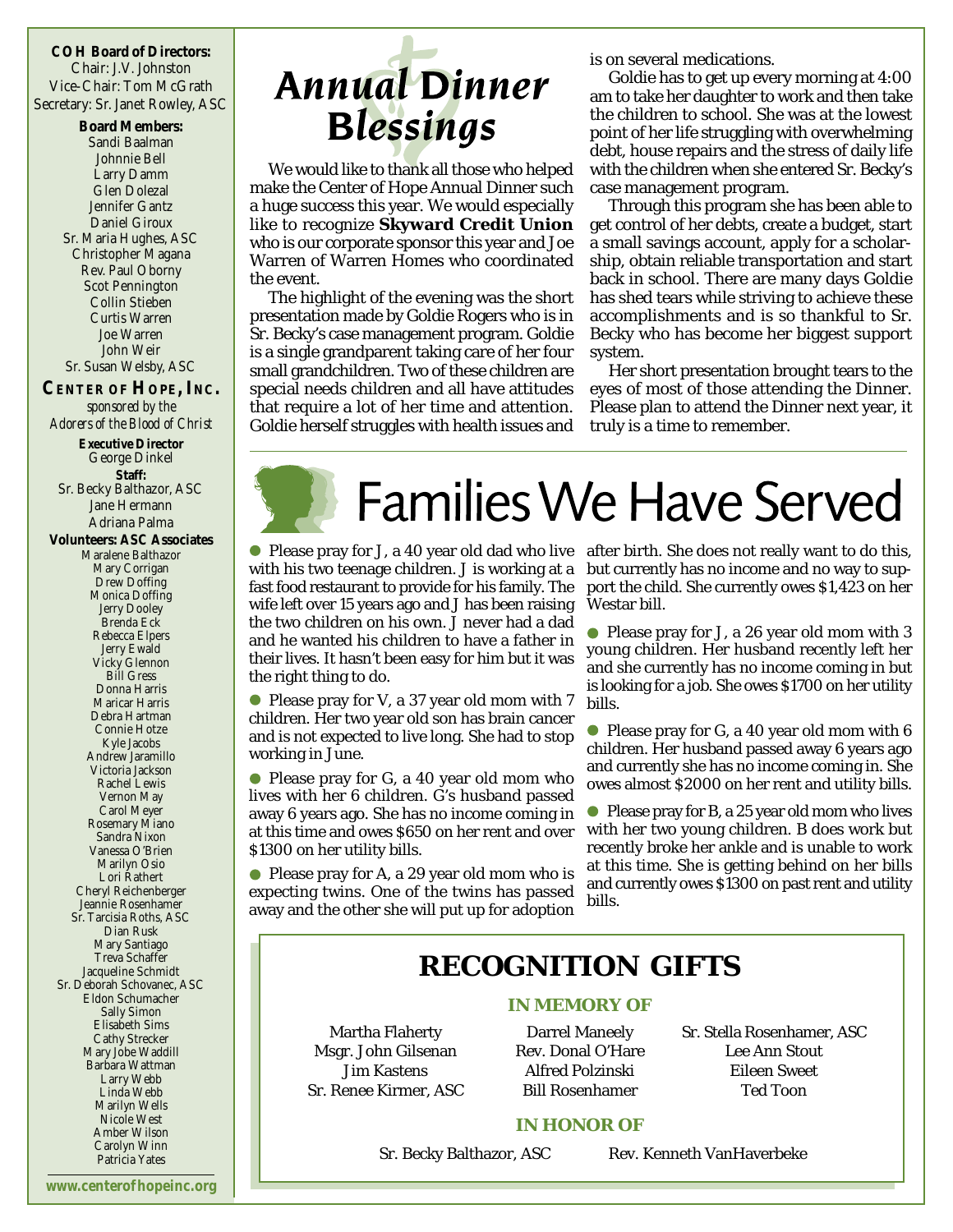**COH Board of Directors:**
Chair: J.V. Johnston
Vice-Chair: Tom McGrath
Secretary: Sr. Janet Rowley, ASC

**Board Members:**
Sandi Baalman
Johnnie Bell
Larry Damm
Glen Dolezal
Jennifer Gantz
Daniel Giroux
Sr. Maria Hughes, ASC
Christopher Magana
Rev. Paul Oborny
Scot Pennington
Collin Stieben
Curtis Warren
Joe Warren
John Weir
Sr. Susan Welsby, ASC

**CENTER OF HOPE, INC.**
*sponsored by the Adorers of the Blood of Christ*

**Executive Director**
George Dinkel

**Staff:**
Sr. Becky Balthazor, ASC
Jane Hermann
Adriana Palma

**Volunteers: ASC Associates**
Maralene Balthazor
Mary Corrigan
Drew Doffing
Monica Doffing
Jerry Dooley
Brenda Eck
Rebecca Elpers
Jerry Ewald
Vicky Glennon
Bill Gress
Donna Harris
Maricar Harris
Debra Hartman
Connie Hotze
Kyle Jacobs
Andrew Jaramillo
Victoria Jackson
Rachel Lewis
Vernon May
Carol Meyer
Rosemary Miano
Sandra Nixon
Vanessa O'Brien
Marilyn Osio
Lori Rathert
Cheryl Reichenberger
Jeannie Rosenhamer
Sr. Tarcisia Roths, ASC
Dian Rusk
Mary Santiago
Treva Schaffer
Jacqueline Schmidt
Sr. Deborah Schovanec, ASC
Eldon Schumacher
Sally Simon
Elisabeth Sims
Cathy Strecker
Mary Jobe Waddill
Barbara Wattman
Larry Webb
Linda Webb
Marilyn Wells
Nicole West
Amber Wilson
Carolyn Winn
Patricia Yates

www.centerofhopeinc.org

# Annual Dinner Blessings

We would like to thank all those who helped make the Center of Hope Annual Dinner such a huge success this year. We would especially like to recognize **Skyward Credit Union** who is our corporate sponsor this year and Joe Warren of Warren Homes who coordinated the event.

The highlight of the evening was the short presentation made by Goldie Rogers who is in Sr. Becky's case management program. Goldie is a single grandparent taking care of her four small grandchildren. Two of these children are special needs children and all have attitudes that require a lot of her time and attention. Goldie herself struggles with health issues and is on several medications.

Goldie has to get up every morning at 4:00 am to take her daughter to work and then take the children to school. She was at the lowest point of her life struggling with overwhelming debt, house repairs and the stress of daily life with the children when she entered Sr. Becky's case management program.

Through this program she has been able to get control of her debts, create a budget, start a small savings account, apply for a scholarship, obtain reliable transportation and start back in school. There are many days Goldie has shed tears while striving to achieve these accomplishments and is so thankful to Sr. Becky who has become her biggest support system.

Her short presentation brought tears to the eyes of most of those attending the Dinner. Please plan to attend the Dinner next year, it truly is a time to remember.

# Families We Have Served

- Please pray for J, a 40 year old dad who live with his two teenage children. J is working at a fast food restaurant to provide for his family. The wife left over 15 years ago and J has been raising the two children on his own. J never had a dad and he wanted his children to have a father in their lives. It hasn't been easy for him but it was the right thing to do.
- Please pray for V, a 37 year old mom with 7 children. Her two year old son has brain cancer and is not expected to live long. She had to stop working in June.
- Please pray for G, a 40 year old mom who lives with her 6 children. G's husband passed away 6 years ago. She has no income coming in at this time and owes $650 on her rent and over $1300 on her utility bills.
- Please pray for A, a 29 year old mom who is expecting twins. One of the twins has passed away and the other she will put up for adoption after birth. She does not really want to do this, but currently has no income and no way to support the child. She currently owes $1,423 on her Westar bill.
- Please pray for J, a 26 year old mom with 3 young children. Her husband recently left her and she currently has no income coming in but is looking for a job. She owes $1700 on her utility bills.
- Please pray for G, a 40 year old mom with 6 children. Her husband passed away 6 years ago and currently she has no income coming in. She owes almost $2000 on her rent and utility bills.
- Please pray for B, a 25 year old mom who lives with her two young children. B does work but recently broke her ankle and is unable to work at this time. She is getting behind on her bills and currently owes $1300 on past rent and utility bills.

## RECOGNITION GIFTS

### IN MEMORY OF

Martha Flaherty
Msgr. John Gilsenan
Jim Kastens
Sr. Renee Kirmer, ASC
Darrel Maneely
Rev. Donal O'Hare
Alfred Polzinski
Bill Rosenhamer
Sr. Stella Rosenhamer, ASC
Lee Ann Stout
Eileen Sweet
Ted Toon

### IN HONOR OF

Sr. Becky Balthazor, ASC
Rev. Kenneth VanHaverbeke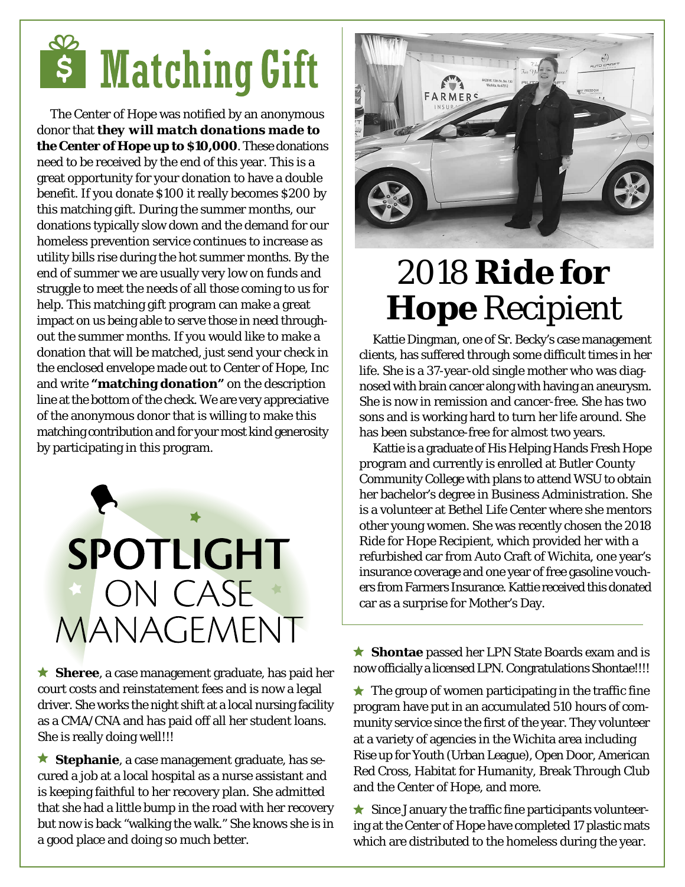# Matching Gift

The Center of Hope was notified by an anonymous donor that **they will match donations made to the Center of Hope up to $10,000**. These donations need to be received by the end of this year. This is a great opportunity for your donation to have a double benefit. If you donate $100 it really becomes $200 by this matching gift. During the summer months, our donations typically slow down and the demand for our homeless prevention service continues to increase as utility bills rise during the hot summer months. By the end of summer we are usually very low on funds and struggle to meet the needs of all those coming to us for help. This matching gift program can make a great impact on us being able to serve those in need throughout the summer months. If you would like to make a donation that will be matched, just send your check in the enclosed envelope made out to Center of Hope, Inc and write **"matching donation"** on the description line at the bottom of the check. We are very appreciative of the anonymous donor that is willing to make this matching contribution and for your most kind generosity by participating in this program.

# SPOTLIGHT ON CASE MANAGEMENT

★ **Sheree**, a case management graduate, has paid her court costs and reinstatement fees and is now a legal driver. She works the night shift at a local nursing facility as a CMA/CNA and has paid off all her student loans. She is really doing well!!!

★ **Stephanie**, a case management graduate, has secured a job at a local hospital as a nurse assistant and is keeping faithful to her recovery plan. She admitted that she had a little bump in the road with her recovery but now is back "walking the walk." She knows she is in a good place and doing so much better.

★ **Shontae** passed her LPN State Boards exam and is now officially a licensed LPN. Congratulations Shontae!!!!

★ The group of women participating in the traffic fine program have put in an accumulated 510 hours of community service since the first of the year. They volunteer at a variety of agencies in the Wichita area including Rise up for Youth (Urban League), Open Door, American Red Cross, Habitat for Humanity, Break Through Club and the Center of Hope, and more.

★ Since January the traffic fine participants volunteering at the Center of Hope have completed 17 plastic mats which are distributed to the homeless during the year.

# 2018 **Ride for Hope** Recipient

Kattie Dingman, one of Sr. Becky's case management clients, has suffered through some difficult times in her life. She is a 37-year-old single mother who was diagnosed with brain cancer along with having an aneurysm. She is now in remission and cancer-free. She has two sons and is working hard to turn her life around. She has been substance-free for almost two years.

Kattie is a graduate of His Helping Hands Fresh Hope program and currently is enrolled at Butler County Community College with plans to attend WSU to obtain her bachelor's degree in Business Administration. She is a volunteer at Bethel Life Center where she mentors other young women. She was recently chosen the 2018 Ride for Hope Recipient, which provided her with a refurbished car from Auto Craft of Wichita, one year's insurance coverage and one year of free gasoline vouchers from Farmers Insurance. Kattie received this donated car as a surprise for Mother's Day.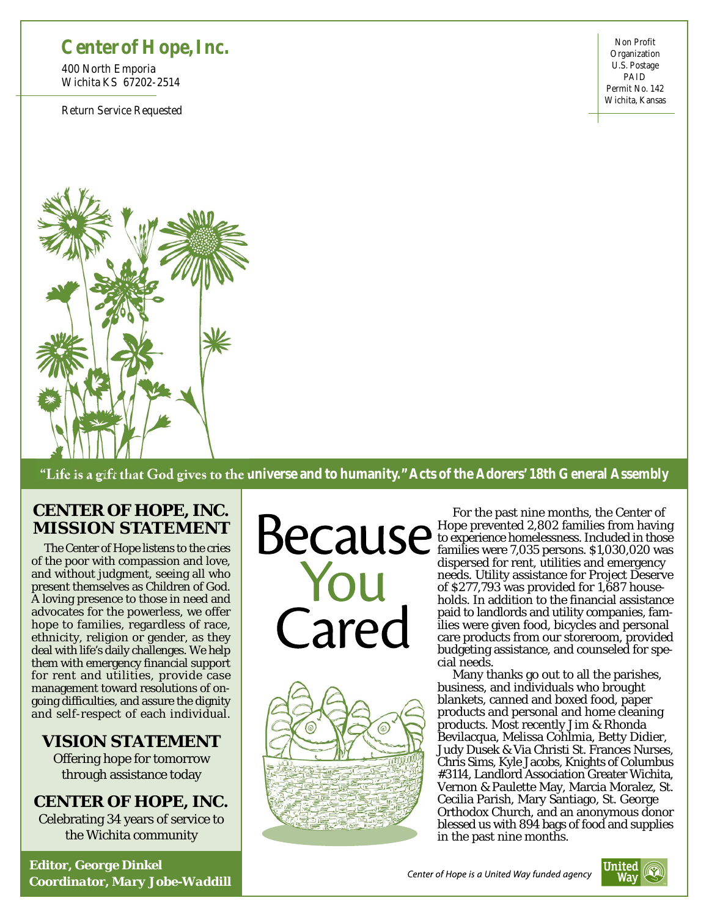# Center of Hope, Inc.

400 North Emporia
Wichita KS 67202-2514

Return Service Requested

Non Profit
Organization
U.S. Postage
PAID
Permit No. 142
Wichita, Kansas

"Life is a gift that God gives to the universe and to humanity." Acts of the Adorers' 18th General Assembly

## CENTER OF HOPE, INC. MISSION STATEMENT

The Center of Hope listens to the cries of the poor with compassion and love, and without judgment, seeing all who present themselves as Children of God. A loving presence to those in need and advocates for the powerless, we offer hope to families, regardless of race, ethnicity, religion or gender, as they deal with life's daily challenges. We help them with emergency financial support for rent and utilities, provide case management toward resolutions of ongoing difficulties, and assure the dignity and self-respect of each individual.

## VISION STATEMENT

Offering hope for tomorrow through assistance today

## CENTER OF HOPE, INC.

Celebrating 34 years of service to the Wichita community

**Editor, George Dinkel**
**Coordinator, Mary Jobe-Waddill**

# Because You Cared

For the past nine months, the Center of Hope prevented 2,802 families from having to experience homelessness. Included in those families were 7,035 persons. $1,030,020 was dispersed for rent, utilities and emergency needs. Utility assistance for Project Deserve of $277,793 was provided for 1,687 households. In addition to the financial assistance paid to landlords and utility companies, families were given food, bicycles and personal care products from our storeroom, provided budgeting assistance, and counseled for special needs.

Many thanks go out to all the parishes, business, and individuals who brought blankets, canned and boxed food, paper products and personal and home cleaning products. Most recently Jim & Rhonda Bevilacqua, Melissa Cohlmia, Betty Didier, Judy Dusek & Via Christi St. Frances Nurses, Chris Sims, Kyle Jacobs, Knights of Columbus #3114, Landlord Association Greater Wichita, Vernon & Paulette May, Marcia Moralez, St. Cecilia Parish, Mary Santiago, St. George Orthodox Church, and an anonymous donor blessed us with 894 bags of food and supplies in the past nine months.

*Center of Hope is a United Way funded agency*